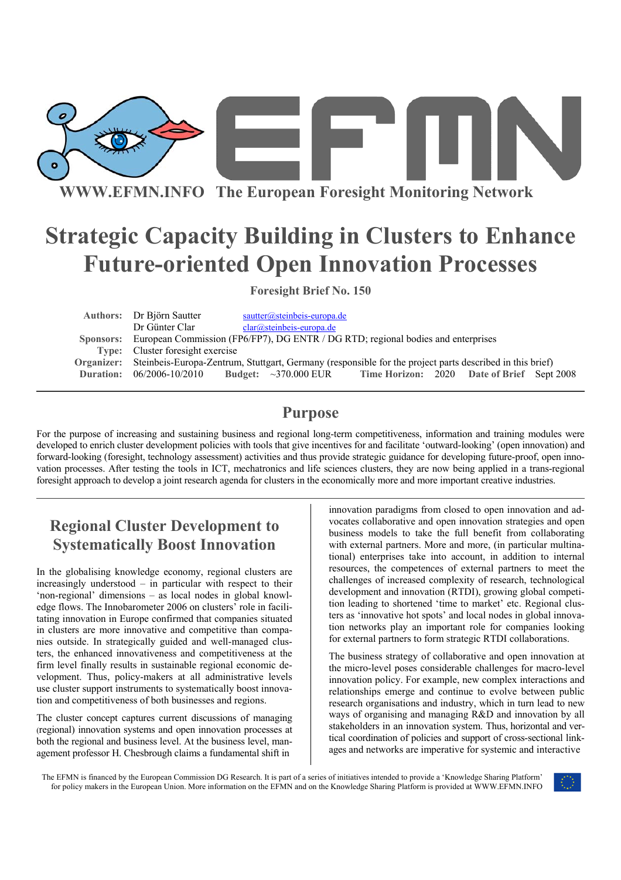WWW.EFMN.INFO The European Foresight Monitoring Network

# Strategic Capacity Building in Clusters to Enhance Future-oriented Open Innovation Processes

**Foresight Brief No. 150**

**Authors:** Dr Björn Sautter sautter@steinbeis-europa.de
Dr Günter Clar clar@steinbeis-europa.de
**Sponsors:** European Commission (FP6/FP7), DG ENTR / DG RTD; regional bodies and enterprises
**Type:** Cluster foresight exercise
**Organizer:** Steinbeis-Europa-Zentrum, Stuttgart, Germany (responsible for the project parts described in this brief)
**Duration:** 06/2006-10/2010 **Budget:** ~370.000 EUR **Time Horizon:** 2020 **Date of Brief** Sept 2008

## Purpose

For the purpose of increasing and sustaining business and regional long-term competitiveness, information and training modules were developed to enrich cluster development policies with tools that give incentives for and facilitate 'outward-looking' (open innovation) and forward-looking (foresight, technology assessment) activities and thus provide strategic guidance for developing future-proof, open innovation processes. After testing the tools in ICT, mechatronics and life sciences clusters, they are now being applied in a trans-regional foresight approach to develop a joint research agenda for clusters in the economically more and more important creative industries.

## Regional Cluster Development to Systematically Boost Innovation

In the globalising knowledge economy, regional clusters are increasingly understood – in particular with respect to their 'non-regional' dimensions – as local nodes in global knowledge flows. The Innobarometer 2006 on clusters' role in facilitating innovation in Europe confirmed that companies situated in clusters are more innovative and competitive than companies outside. In strategically guided and well-managed clusters, the enhanced innovativeness and competitiveness at the firm level finally results in sustainable regional economic development. Thus, policy-makers at all administrative levels use cluster support instruments to systematically boost innovation and competitiveness of both businesses and regions.

The cluster concept captures current discussions of managing (regional) innovation systems and open innovation processes at both the regional and business level. At the business level, management professor H. Chesbrough claims a fundamental shift in innovation paradigms from closed to open innovation and advocates collaborative and open innovation strategies and open business models to take the full benefit from collaborating with external partners. More and more, (in particular multinational) enterprises take into account, in addition to internal resources, the competences of external partners to meet the challenges of increased complexity of research, technological development and innovation (RTDI), growing global competition leading to shortened 'time to market' etc. Regional clusters as 'innovative hot spots' and local nodes in global innovation networks play an important role for companies looking for external partners to form strategic RTDI collaborations.

The business strategy of collaborative and open innovation at the micro-level poses considerable challenges for macro-level innovation policy. For example, new complex interactions and relationships emerge and continue to evolve between public research organisations and industry, which in turn lead to new ways of organising and managing R&D and innovation by all stakeholders in an innovation system. Thus, horizontal and vertical coordination of policies and support of cross-sectional linkages and networks are imperative for systemic and interactive

The EFMN is financed by the European Commission DG Research. It is part of a series of initiatives intended to provide a 'Knowledge Sharing Platform' for policy makers in the European Union. More information on the EFMN and on the Knowledge Sharing Platform is provided at WWW.EFMN.INFO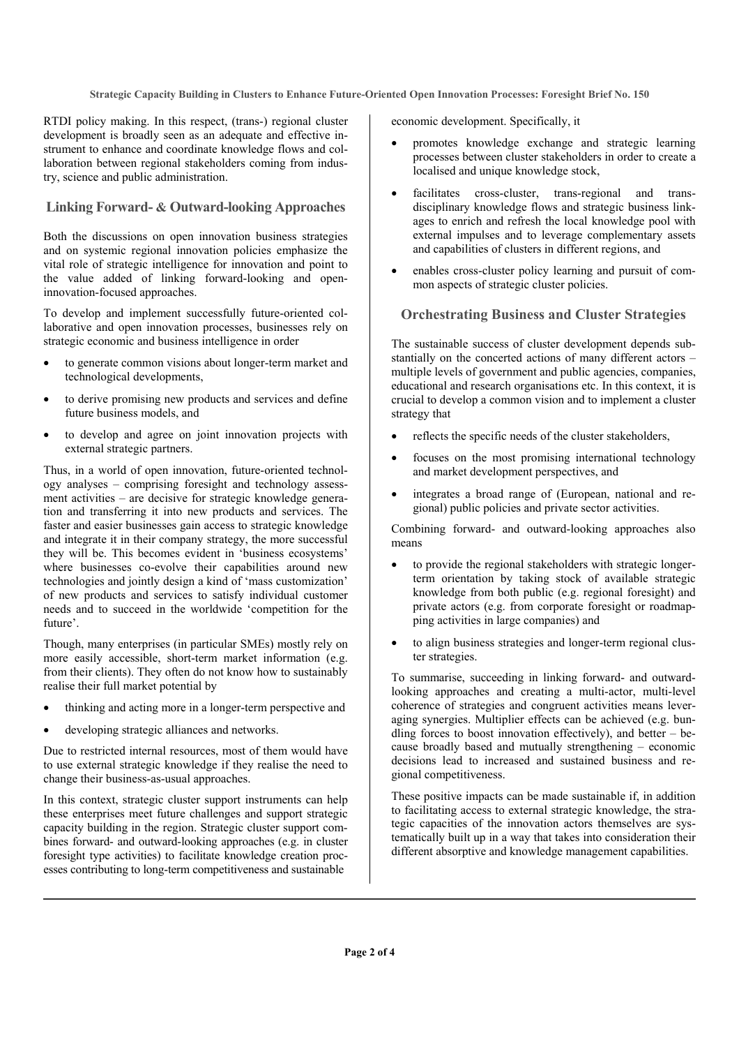RTDI policy making. In this respect, (trans-) regional cluster development is broadly seen as an adequate and effective instrument to enhance and coordinate knowledge flows and collaboration between regional stakeholders coming from industry, science and public administration.

## Linking Forward- & Outward-looking Approaches

Both the discussions on open innovation business strategies and on systemic regional innovation policies emphasize the vital role of strategic intelligence for innovation and point to the value added of linking forward-looking and open-innovation-focused approaches.

To develop and implement successfully future-oriented collaborative and open innovation processes, businesses rely on strategic economic and business intelligence in order

- to generate common visions about longer-term market and technological developments,
- to derive promising new products and services and define future business models, and
- to develop and agree on joint innovation projects with external strategic partners.

Thus, in a world of open innovation, future-oriented technology analyses – comprising foresight and technology assessment activities – are decisive for strategic knowledge generation and transferring it into new products and services. The faster and easier businesses gain access to strategic knowledge and integrate it in their company strategy, the more successful they will be. This becomes evident in 'business ecosystems' where businesses co-evolve their capabilities around new technologies and jointly design a kind of 'mass customization' of new products and services to satisfy individual customer needs and to succeed in the worldwide 'competition for the future'.

Though, many enterprises (in particular SMEs) mostly rely on more easily accessible, short-term market information (e.g. from their clients). They often do not know how to sustainably realise their full market potential by

- thinking and acting more in a longer-term perspective and
- developing strategic alliances and networks.

Due to restricted internal resources, most of them would have to use external strategic knowledge if they realise the need to change their business-as-usual approaches.

In this context, strategic cluster support instruments can help these enterprises meet future challenges and support strategic capacity building in the region. Strategic cluster support combines forward- and outward-looking approaches (e.g. in cluster foresight type activities) to facilitate knowledge creation processes contributing to long-term competitiveness and sustainable economic development. Specifically, it

- promotes knowledge exchange and strategic learning processes between cluster stakeholders in order to create a localised and unique knowledge stock,
- facilitates cross-cluster, trans-regional and trans-disciplinary knowledge flows and strategic business linkages to enrich and refresh the local knowledge pool with external impulses and to leverage complementary assets and capabilities of clusters in different regions, and
- enables cross-cluster policy learning and pursuit of common aspects of strategic cluster policies.

## Orchestrating Business and Cluster Strategies

The sustainable success of cluster development depends substantially on the concerted actions of many different actors – multiple levels of government and public agencies, companies, educational and research organisations etc. In this context, it is crucial to develop a common vision and to implement a cluster strategy that

- reflects the specific needs of the cluster stakeholders,
- focuses on the most promising international technology and market development perspectives, and
- integrates a broad range of (European, national and regional) public policies and private sector activities.

Combining forward- and outward-looking approaches also means

- to provide the regional stakeholders with strategic longer-term orientation by taking stock of available strategic knowledge from both public (e.g. regional foresight) and private actors (e.g. from corporate foresight or roadmapping activities in large companies) and
- to align business strategies and longer-term regional cluster strategies.

To summarise, succeeding in linking forward- and outward-looking approaches and creating a multi-actor, multi-level coherence of strategies and congruent activities means leveraging synergies. Multiplier effects can be achieved (e.g. bundling forces to boost innovation effectively), and better – because broadly based and mutually strengthening – economic decisions lead to increased and sustained business and regional competitiveness.

These positive impacts can be made sustainable if, in addition to facilitating access to external strategic knowledge, the strategic capacities of the innovation actors themselves are systematically built up in a way that takes into consideration their different absorptive and knowledge management capabilities.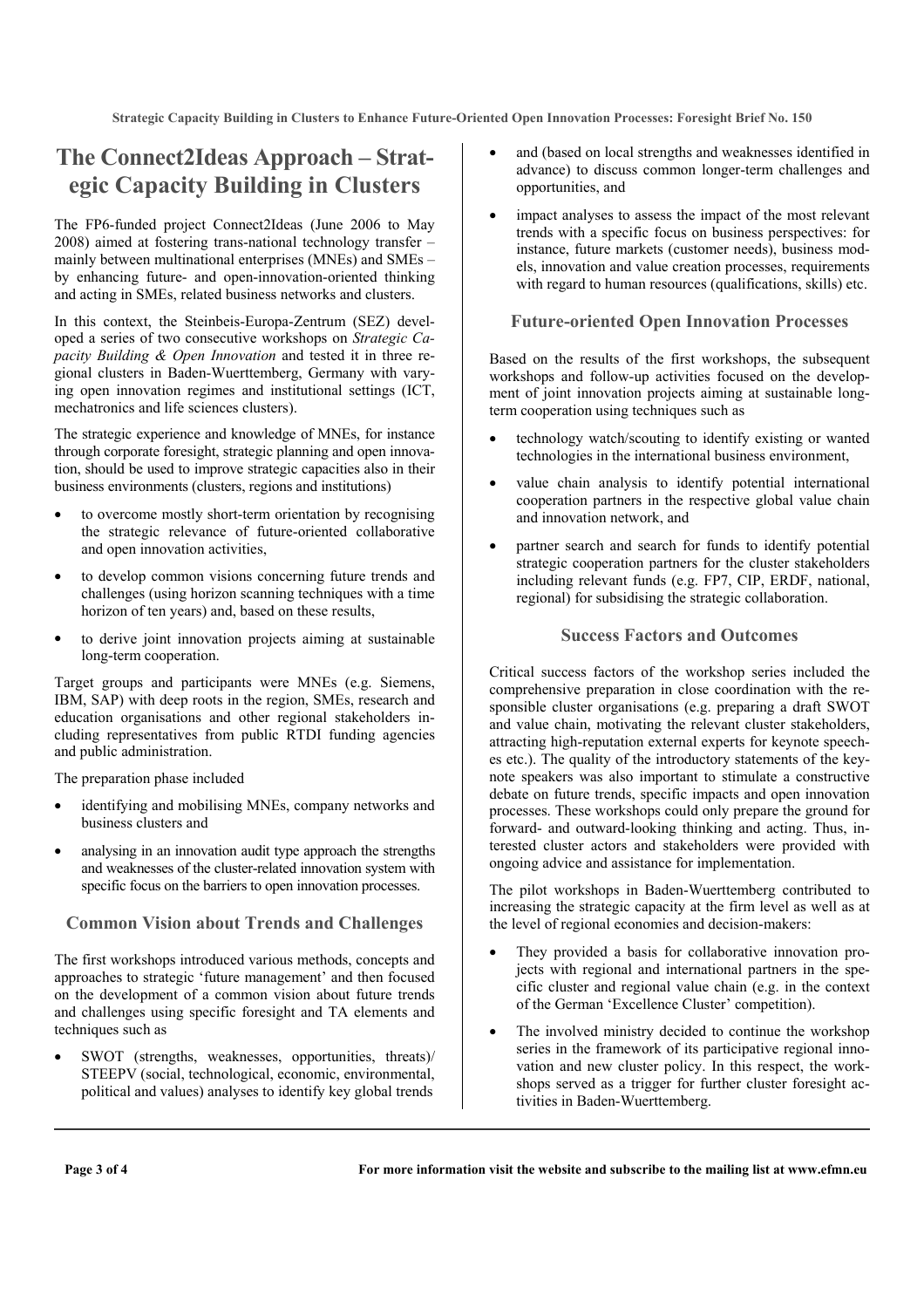# The Connect2Ideas Approach – Strategic Capacity Building in Clusters

The FP6-funded project Connect2Ideas (June 2006 to May 2008) aimed at fostering trans-national technology transfer – mainly between multinational enterprises (MNEs) and SMEs – by enhancing future- and open-innovation-oriented thinking and acting in SMEs, related business networks and clusters.

In this context, the Steinbeis-Europa-Zentrum (SEZ) developed a series of two consecutive workshops on *Strategic Capacity Building & Open Innovation* and tested it in three regional clusters in Baden-Wuerttemberg, Germany with varying open innovation regimes and institutional settings (ICT, mechatronics and life sciences clusters).

The strategic experience and knowledge of MNEs, for instance through corporate foresight, strategic planning and open innovation, should be used to improve strategic capacities also in their business environments (clusters, regions and institutions)

- to overcome mostly short-term orientation by recognising the strategic relevance of future-oriented collaborative and open innovation activities,
- to develop common visions concerning future trends and challenges (using horizon scanning techniques with a time horizon of ten years) and, based on these results,
- to derive joint innovation projects aiming at sustainable long-term cooperation.

Target groups and participants were MNEs (e.g. Siemens, IBM, SAP) with deep roots in the region, SMEs, research and education organisations and other regional stakeholders including representatives from public RTDI funding agencies and public administration.

The preparation phase included

- identifying and mobilising MNEs, company networks and business clusters and
- analysing in an innovation audit type approach the strengths and weaknesses of the cluster-related innovation system with specific focus on the barriers to open innovation processes.

## Common Vision about Trends and Challenges

The first workshops introduced various methods, concepts and approaches to strategic 'future management' and then focused on the development of a common vision about future trends and challenges using specific foresight and TA elements and techniques such as

- SWOT (strengths, weaknesses, opportunities, threats)/ STEEPV (social, technological, economic, environmental, political and values) analyses to identify key global trends
- and (based on local strengths and weaknesses identified in advance) to discuss common longer-term challenges and opportunities, and
- impact analyses to assess the impact of the most relevant trends with a specific focus on business perspectives: for instance, future markets (customer needs), business models, innovation and value creation processes, requirements with regard to human resources (qualifications, skills) etc.

## Future-oriented Open Innovation Processes

Based on the results of the first workshops, the subsequent workshops and follow-up activities focused on the development of joint innovation projects aiming at sustainable long-term cooperation using techniques such as

- technology watch/scouting to identify existing or wanted technologies in the international business environment,
- value chain analysis to identify potential international cooperation partners in the respective global value chain and innovation network, and
- partner search and search for funds to identify potential strategic cooperation partners for the cluster stakeholders including relevant funds (e.g. FP7, CIP, ERDF, national, regional) for subsidising the strategic collaboration.

## Success Factors and Outcomes

Critical success factors of the workshop series included the comprehensive preparation in close coordination with the responsible cluster organisations (e.g. preparing a draft SWOT and value chain, motivating the relevant cluster stakeholders, attracting high-reputation external experts for keynote speeches etc.). The quality of the introductory statements of the keynote speakers was also important to stimulate a constructive debate on future trends, specific impacts and open innovation processes. These workshops could only prepare the ground for forward- and outward-looking thinking and acting. Thus, interested cluster actors and stakeholders were provided with ongoing advice and assistance for implementation.

The pilot workshops in Baden-Wuerttemberg contributed to increasing the strategic capacity at the firm level as well as at the level of regional economies and decision-makers:

- They provided a basis for collaborative innovation projects with regional and international partners in the specific cluster and regional value chain (e.g. in the context of the German 'Excellence Cluster' competition).
- The involved ministry decided to continue the workshop series in the framework of its participative regional innovation and new cluster policy. In this respect, the workshops served as a trigger for further cluster foresight activities in Baden-Wuerttemberg.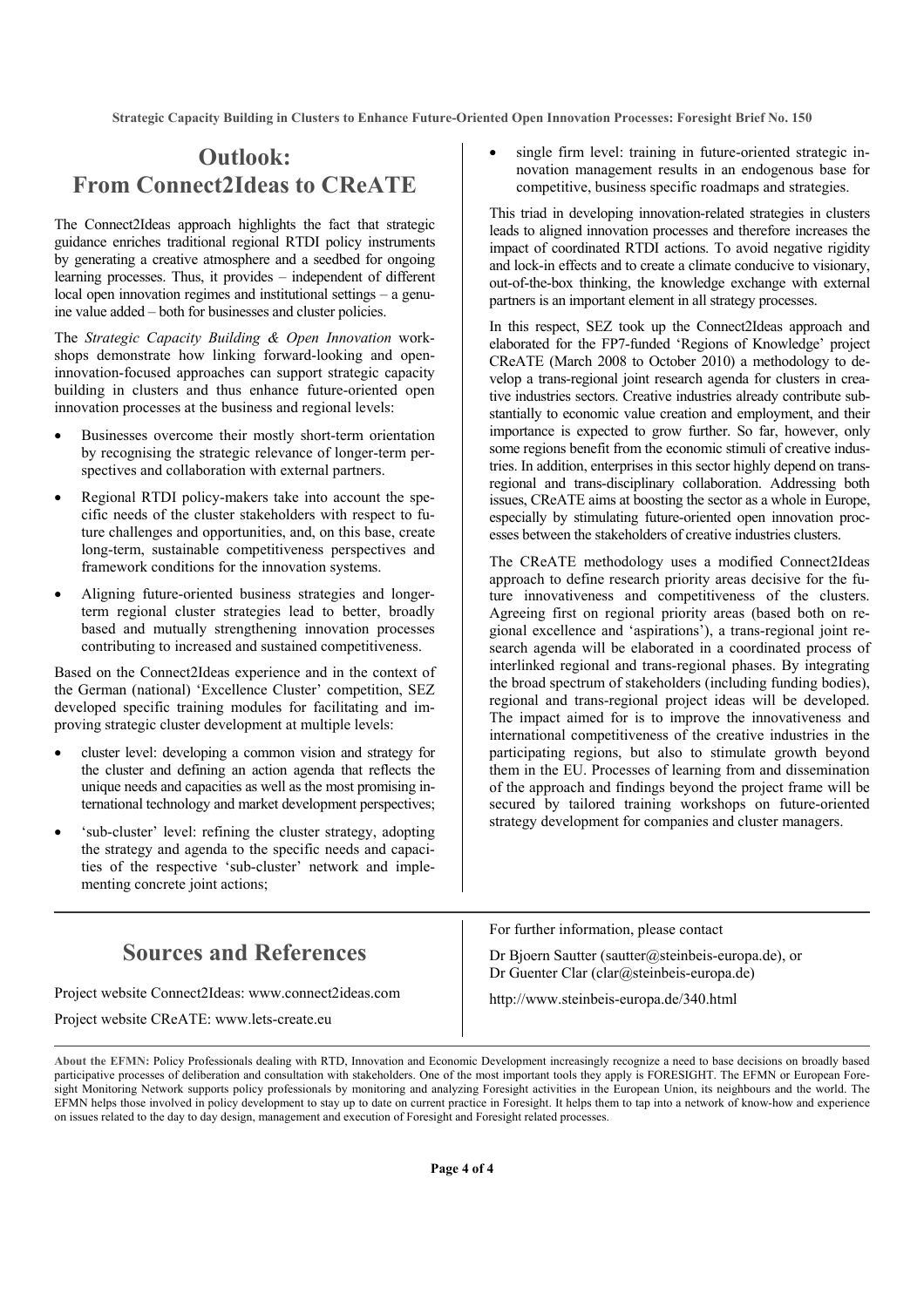## Outlook: From Connect2Ideas to CReATE

The Connect2Ideas approach highlights the fact that strategic guidance enriches traditional regional RTDI policy instruments by generating a creative atmosphere and a seedbed for ongoing learning processes. Thus, it provides – independent of different local open innovation regimes and institutional settings – a genuine value added – both for businesses and cluster policies.

The *Strategic Capacity Building & Open Innovation* workshops demonstrate how linking forward-looking and open-innovation-focused approaches can support strategic capacity building in clusters and thus enhance future-oriented open innovation processes at the business and regional levels:

- Businesses overcome their mostly short-term orientation by recognising the strategic relevance of longer-term perspectives and collaboration with external partners.
- Regional RTDI policy-makers take into account the specific needs of the cluster stakeholders with respect to future challenges and opportunities, and, on this base, create long-term, sustainable competitiveness perspectives and framework conditions for the innovation systems.
- Aligning future-oriented business strategies and longer-term regional cluster strategies lead to better, broadly based and mutually strengthening innovation processes contributing to increased and sustained competitiveness.

Based on the Connect2Ideas experience and in the context of the German (national) 'Excellence Cluster' competition, SEZ developed specific training modules for facilitating and improving strategic cluster development at multiple levels:

- cluster level: developing a common vision and strategy for the cluster and defining an action agenda that reflects the unique needs and capacities as well as the most promising international technology and market development perspectives;
- 'sub-cluster' level: refining the cluster strategy, adopting the strategy and agenda to the specific needs and capacities of the respective 'sub-cluster' network and implementing concrete joint actions;
- single firm level: training in future-oriented strategic innovation management results in an endogenous base for competitive, business specific roadmaps and strategies.

This triad in developing innovation-related strategies in clusters leads to aligned innovation processes and therefore increases the impact of coordinated RTDI actions. To avoid negative rigidity and lock-in effects and to create a climate conducive to visionary, out-of-the-box thinking, the knowledge exchange with external partners is an important element in all strategy processes.

In this respect, SEZ took up the Connect2Ideas approach and elaborated for the FP7-funded 'Regions of Knowledge' project CReATE (March 2008 to October 2010) a methodology to develop a trans-regional joint research agenda for clusters in creative industries sectors. Creative industries already contribute substantially to economic value creation and employment, and their importance is expected to grow further. So far, however, only some regions benefit from the economic stimuli of creative industries. In addition, enterprises in this sector highly depend on trans-regional and trans-disciplinary collaboration. Addressing both issues, CReATE aims at boosting the sector as a whole in Europe, especially by stimulating future-oriented open innovation processes between the stakeholders of creative industries clusters.

The CReATE methodology uses a modified Connect2Ideas approach to define research priority areas decisive for the future innovativeness and competitiveness of the clusters. Agreeing first on regional priority areas (based both on regional excellence and 'aspirations'), a trans-regional joint research agenda will be elaborated in a coordinated process of interlinked regional and trans-regional phases. By integrating the broad spectrum of stakeholders (including funding bodies), regional and trans-regional project ideas will be developed. The impact aimed for is to improve the innovativeness and international competitiveness of the creative industries in the participating regions, but also to stimulate growth beyond them in the EU. Processes of learning from and dissemination of the approach and findings beyond the project frame will be secured by tailored training workshops on future-oriented strategy development for companies and cluster managers.

## Sources and References

Project website Connect2Ideas: www.connect2ideas.com

Project website CReATE: www.lets-create.eu

For further information, please contact

Dr Bjoern Sautter (sautter@steinbeis-europa.de), or
Dr Guenter Clar (clar@steinbeis-europa.de)

http://www.steinbeis-europa.de/340.html

**About the EFMN:** Policy Professionals dealing with RTD, Innovation and Economic Development increasingly recognize a need to base decisions on broadly based participative processes of deliberation and consultation with stakeholders. One of the most important tools they apply is FORESIGHT. The EFMN or European Foresight Monitoring Network supports policy professionals by monitoring and analyzing Foresight activities in the European Union, its neighbours and the world. The EFMN helps those involved in policy development to stay up to date on current practice in Foresight. It helps them to tap into a network of know-how and experience on issues related to the day to day design, management and execution of Foresight and Foresight related processes.